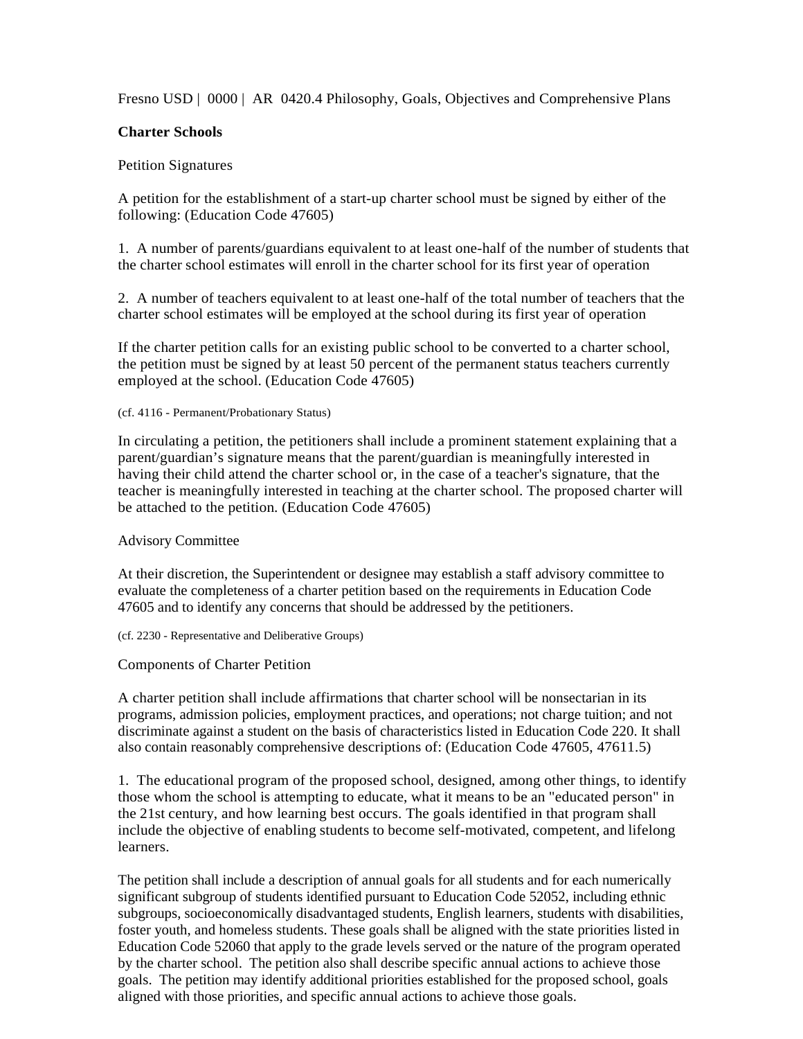Fresno USD | 0000 | AR 0420.4 Philosophy, Goals, Objectives and Comprehensive Plans

**Charter Schools**

Petition Signatures

A petition for the establishment of a start-up charter school must be signed by either of the following: (Education Code 47605)

1. A number of parents/guardians equivalent to at least one-half of the number of students that the charter school estimates will enroll in the charter school for its first year of operation

2. A number of teachers equivalent to at least one-half of the total number of teachers that the charter school estimates will be employed at the school during its first year of operation

If the charter petition calls for an existing public school to be converted to a charter school, the petition must be signed by at least 50 percent of the permanent status teachers currently employed at the school. (Education Code 47605)

(cf. 4116 - Permanent/Probationary Status)

In circulating a petition, the petitioners shall include a prominent statement explaining that a parent/guardian's signature means that the parent/guardian is meaningfully interested in having their child attend the charter school or, in the case of a teacher's signature, that the teacher is meaningfully interested in teaching at the charter school. The proposed charter will be attached to the petition. (Education Code 47605)

Advisory Committee

At their discretion, the Superintendent or designee may establish a staff advisory committee to evaluate the completeness of a charter petition based on the requirements in Education Code 47605 and to identify any concerns that should be addressed by the petitioners.

(cf. 2230 - Representative and Deliberative Groups)

Components of Charter Petition

A charter petition shall include affirmations that charter school will be nonsectarian in its programs, admission policies, employment practices, and operations; not charge tuition; and not discriminate against a student on the basis of characteristics listed in Education Code 220. It shall also contain reasonably comprehensive descriptions of: (Education Code 47605, 47611.5)

1. The educational program of the proposed school, designed, among other things, to identify those whom the school is attempting to educate, what it means to be an "educated person" in the 21st century, and how learning best occurs. The goals identified in that program shall include the objective of enabling students to become self-motivated, competent, and lifelong learners.

The petition shall include a description of annual goals for all students and for each numerically significant subgroup of students identified pursuant to Education Code 52052, including ethnic subgroups, socioeconomically disadvantaged students, English learners, students with disabilities, foster youth, and homeless students. These goals shall be aligned with the state priorities listed in Education Code 52060 that apply to the grade levels served or the nature of the program operated by the charter school. The petition also shall describe specific annual actions to achieve those goals. The petition may identify additional priorities established for the proposed school, goals aligned with those priorities, and specific annual actions to achieve those goals.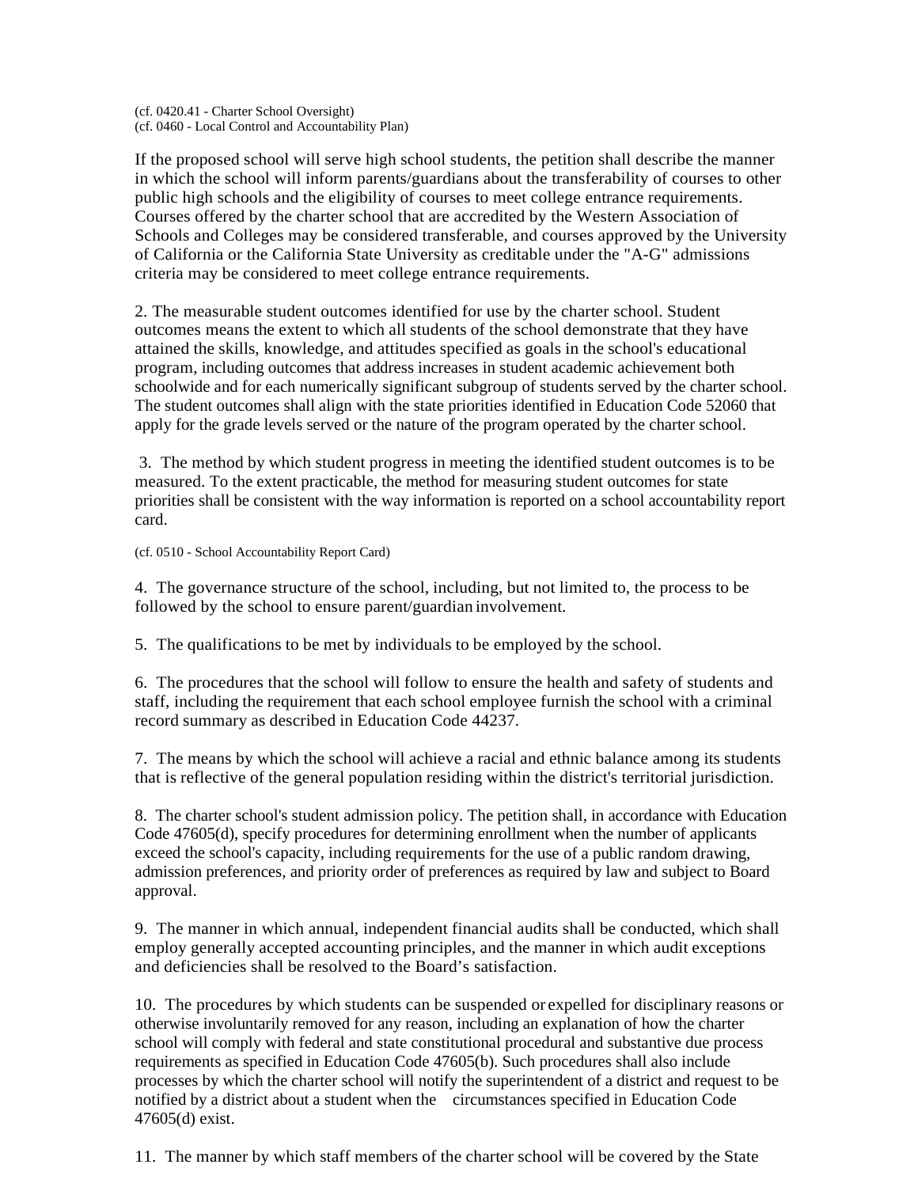(cf. 0420.41 - Charter School Oversight)
(cf. 0460 - Local Control and Accountability Plan)

If the proposed school will serve high school students, the petition shall describe the manner in which the school will inform parents/guardians about the transferability of courses to other public high schools and the eligibility of courses to meet college entrance requirements. Courses offered by the charter school that are accredited by the Western Association of Schools and Colleges may be considered transferable, and courses approved by the University of California or the California State University as creditable under the "A-G" admissions criteria may be considered to meet college entrance requirements.

2. The measurable student outcomes identified for use by the charter school. Student outcomes means the extent to which all students of the school demonstrate that they have attained the skills, knowledge, and attitudes specified as goals in the school's educational program, including outcomes that address increases in student academic achievement both schoolwide and for each numerically significant subgroup of students served by the charter school. The student outcomes shall align with the state priorities identified in Education Code 52060 that apply for the grade levels served or the nature of the program operated by the charter school.

3. The method by which student progress in meeting the identified student outcomes is to be measured. To the extent practicable, the method for measuring student outcomes for state priorities shall be consistent with the way information is reported on a school accountability report card.

(cf. 0510 - School Accountability Report Card)

4. The governance structure of the school, including, but not limited to, the process to be followed by the school to ensure parent/guardian involvement.

5. The qualifications to be met by individuals to be employed by the school.

6. The procedures that the school will follow to ensure the health and safety of students and staff, including the requirement that each school employee furnish the school with a criminal record summary as described in Education Code 44237.

7. The means by which the school will achieve a racial and ethnic balance among its students that is reflective of the general population residing within the district's territorial jurisdiction.

8. The charter school's student admission policy. The petition shall, in accordance with Education Code 47605(d), specify procedures for determining enrollment when the number of applicants exceed the school's capacity, including requirements for the use of a public random drawing, admission preferences, and priority order of preferences as required by law and subject to Board approval.

9. The manner in which annual, independent financial audits shall be conducted, which shall employ generally accepted accounting principles, and the manner in which audit exceptions and deficiencies shall be resolved to the Board's satisfaction.

10. The procedures by which students can be suspended or expelled for disciplinary reasons or otherwise involuntarily removed for any reason, including an explanation of how the charter school will comply with federal and state constitutional procedural and substantive due process requirements as specified in Education Code 47605(b). Such procedures shall also include processes by which the charter school will notify the superintendent of a district and request to be notified by a district about a student when the circumstances specified in Education Code 47605(d) exist.

11. The manner by which staff members of the charter school will be covered by the State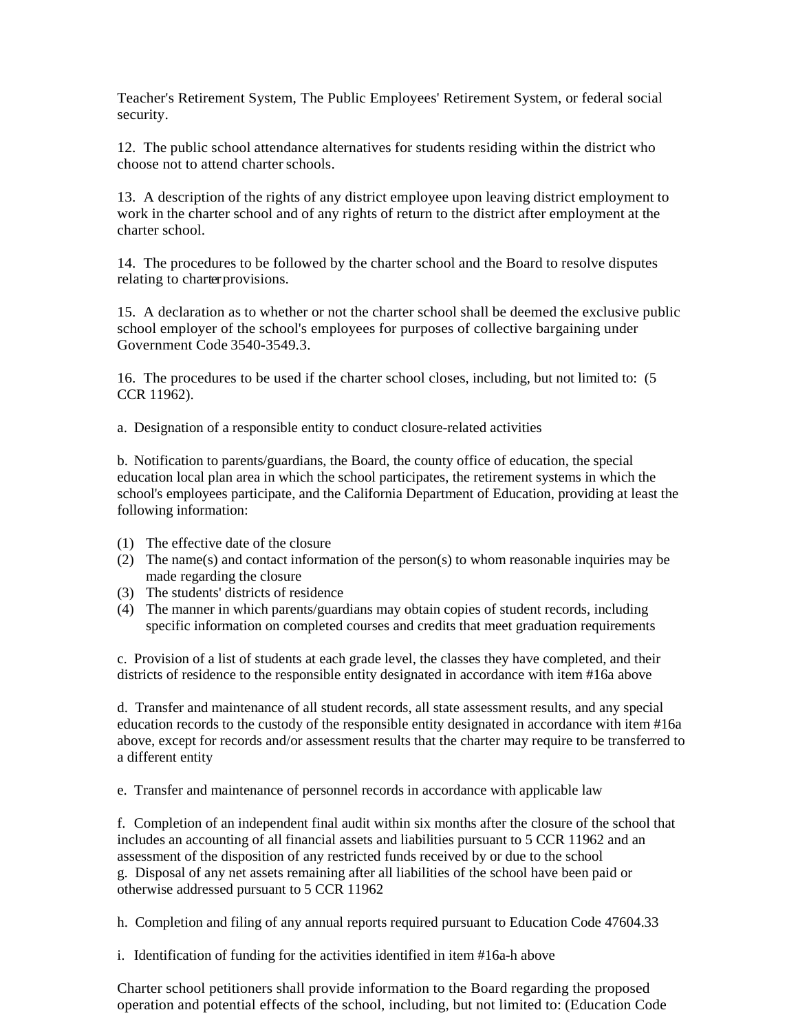Teacher's Retirement System, The Public Employees' Retirement System, or federal social security.

12. The public school attendance alternatives for students residing within the district who choose not to attend charter schools.

13. A description of the rights of any district employee upon leaving district employment to work in the charter school and of any rights of return to the district after employment at the charter school.

14. The procedures to be followed by the charter school and the Board to resolve disputes relating to charter provisions.

15. A declaration as to whether or not the charter school shall be deemed the exclusive public school employer of the school's employees for purposes of collective bargaining under Government Code 3540-3549.3.

16. The procedures to be used if the charter school closes, including, but not limited to: (5 CCR 11962).

a. Designation of a responsible entity to conduct closure-related activities

b. Notification to parents/guardians, the Board, the county office of education, the special education local plan area in which the school participates, the retirement systems in which the school's employees participate, and the California Department of Education, providing at least the following information:

(1) The effective date of the closure
(2) The name(s) and contact information of the person(s) to whom reasonable inquiries may be made regarding the closure
(3) The students' districts of residence
(4) The manner in which parents/guardians may obtain copies of student records, including specific information on completed courses and credits that meet graduation requirements

c. Provision of a list of students at each grade level, the classes they have completed, and their districts of residence to the responsible entity designated in accordance with item #16a above

d. Transfer and maintenance of all student records, all state assessment results, and any special education records to the custody of the responsible entity designated in accordance with item #16a above, except for records and/or assessment results that the charter may require to be transferred to a different entity

e. Transfer and maintenance of personnel records in accordance with applicable law

f. Completion of an independent final audit within six months after the closure of the school that includes an accounting of all financial assets and liabilities pursuant to 5 CCR 11962 and an assessment of the disposition of any restricted funds received by or due to the school

g. Disposal of any net assets remaining after all liabilities of the school have been paid or otherwise addressed pursuant to 5 CCR 11962

h. Completion and filing of any annual reports required pursuant to Education Code 47604.33

i. Identification of funding for the activities identified in item #16a-h above

Charter school petitioners shall provide information to the Board regarding the proposed operation and potential effects of the school, including, but not limited to: (Education Code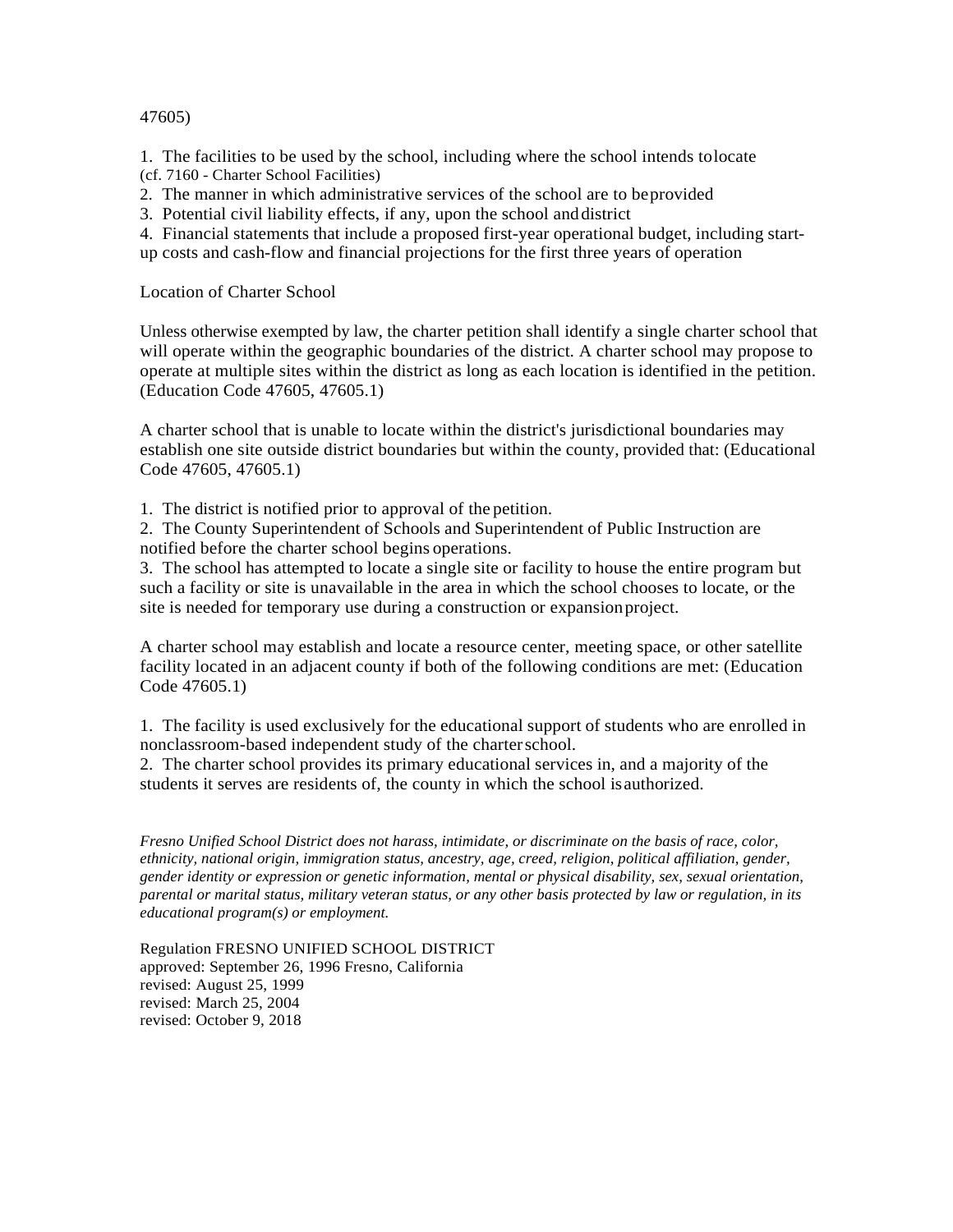47605)

1. The facilities to be used by the school, including where the school intends to locate
(cf. 7160 - Charter School Facilities)
2. The manner in which administrative services of the school are to be provided
3. Potential civil liability effects, if any, upon the school and district
4. Financial statements that include a proposed first-year operational budget, including start-up costs and cash-flow and financial projections for the first three years of operation

Location of Charter School

Unless otherwise exempted by law, the charter petition shall identify a single charter school that will operate within the geographic boundaries of the district. A charter school may propose to operate at multiple sites within the district as long as each location is identified in the petition. (Education Code 47605, 47605.1)

A charter school that is unable to locate within the district's jurisdictional boundaries may establish one site outside district boundaries but within the county, provided that: (Educational Code 47605, 47605.1)

1. The district is notified prior to approval of the petition.
2. The County Superintendent of Schools and Superintendent of Public Instruction are notified before the charter school begins operations.
3. The school has attempted to locate a single site or facility to house the entire program but such a facility or site is unavailable in the area in which the school chooses to locate, or the site is needed for temporary use during a construction or expansion project.

A charter school may establish and locate a resource center, meeting space, or other satellite facility located in an adjacent county if both of the following conditions are met: (Education Code 47605.1)

1. The facility is used exclusively for the educational support of students who are enrolled in nonclassroom-based independent study of the charter school.
2. The charter school provides its primary educational services in, and a majority of the students it serves are residents of, the county in which the school is authorized.

*Fresno Unified School District does not harass, intimidate, or discriminate on the basis of race, color, ethnicity, national origin, immigration status, ancestry, age, creed, religion, political affiliation, gender, gender identity or expression or genetic information, mental or physical disability, sex, sexual orientation, parental or marital status, military veteran status, or any other basis protected by law or regulation, in its educational program(s) or employment.*

Regulation FRESNO UNIFIED SCHOOL DISTRICT
approved: September 26, 1996 Fresno, California
revised: August 25, 1999
revised: March 25, 2004
revised: October 9, 2018